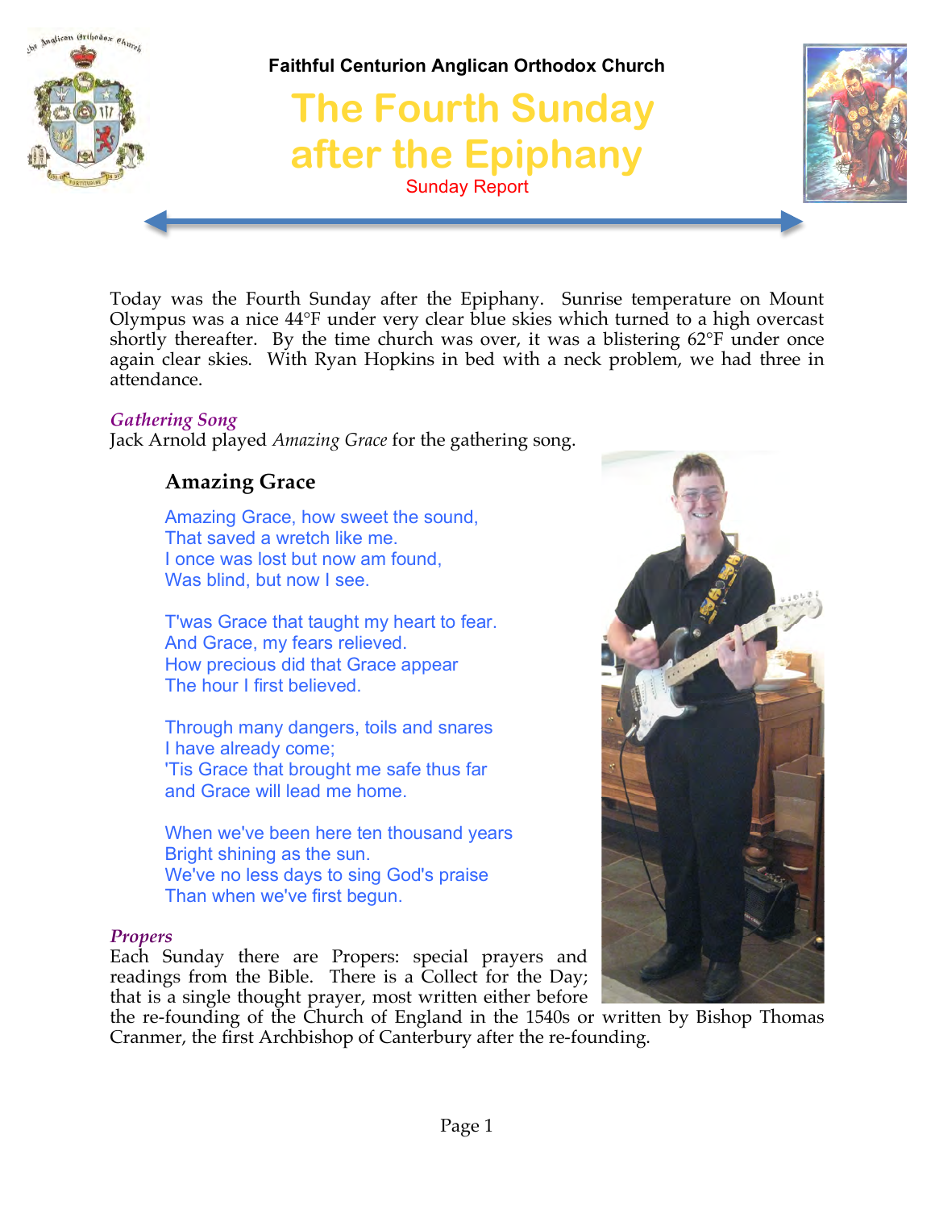**Faithful Centurion Anglican Orthodox Church**

# The Fourth Sunday after the Epiphany

Sunday Report

Today was the Fourth Sunday after the Epiphany. Sunrise temperature on Mount Olympus was a nice 44°F under very clear blue skies which turned to a high overcast shortly thereafter. By the time church was over, it was a blistering 62°F under once again clear skies. With Ryan Hopkins in bed with a neck problem, we had three in attendance.

### *Gathering Song*

Jack Arnold played *Amazing Grace* for the gathering song.

**Amazing Grace**

Amazing Grace, how sweet the sound,
That saved a wretch like me.
I once was lost but now am found,
Was blind, but now I see.

T'was Grace that taught my heart to fear.
And Grace, my fears relieved.
How precious did that Grace appear
The hour I first believed.

Through many dangers, toils and snares
I have already come;
'Tis Grace that brought me safe thus far
and Grace will lead me home.

When we've been here ten thousand years
Bright shining as the sun.
We've no less days to sing God's praise
Than when we've first begun.

### *Propers*

Each Sunday there are Propers: special prayers and readings from the Bible. There is a Collect for the Day; that is a single thought prayer, most written either before the re-founding of the Church of England in the 1540s or written by Bishop Thomas Cranmer, the first Archbishop of Canterbury after the re-founding.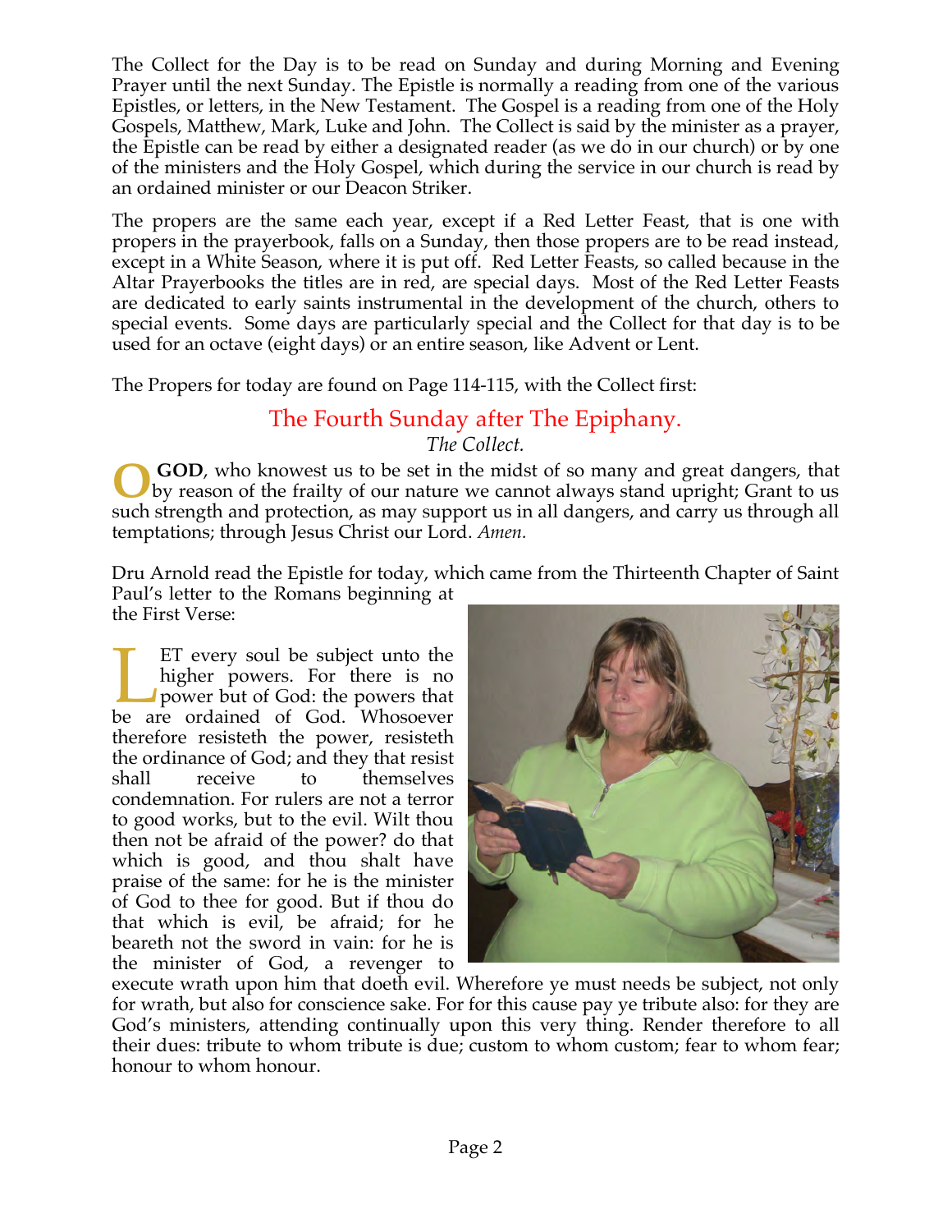The Collect for the Day is to be read on Sunday and during Morning and Evening Prayer until the next Sunday. The Epistle is normally a reading from one of the various Epistles, or letters, in the New Testament. The Gospel is a reading from one of the Holy Gospels, Matthew, Mark, Luke and John. The Collect is said by the minister as a prayer, the Epistle can be read by either a designated reader (as we do in our church) or by one of the ministers and the Holy Gospel, which during the service in our church is read by an ordained minister or our Deacon Striker.

The propers are the same each year, except if a Red Letter Feast, that is one with propers in the prayerbook, falls on a Sunday, then those propers are to be read instead, except in a White Season, where it is put off. Red Letter Feasts, so called because in the Altar Prayerbooks the titles are in red, are special days. Most of the Red Letter Feasts are dedicated to early saints instrumental in the development of the church, others to special events. Some days are particularly special and the Collect for that day is to be used for an octave (eight days) or an entire season, like Advent or Lent.

The Propers for today are found on Page 114-115, with the Collect first:

## The Fourth Sunday after The Epiphany.

*The Collect.*

O **GOD**, who knowest us to be set in the midst of so many and great dangers, that by reason of the frailty of our nature we cannot always stand upright; Grant to us such strength and protection, as may support us in all dangers, and carry us through all temptations; through Jesus Christ our Lord. *Amen.*

Dru Arnold read the Epistle for today, which came from the Thirteenth Chapter of Saint Paul's letter to the Romans beginning at the First Verse:

LET every soul be subject unto the higher powers. For there is no power but of God: the powers that be are ordained of God. Whosoever therefore resisteth the power, resisteth the ordinance of God; and they that resist shall receive to themselves condemnation. For rulers are not a terror to good works, but to the evil. Wilt thou then not be afraid of the power? do that which is good, and thou shalt have praise of the same: for he is the minister of God to thee for good. But if thou do that which is evil, be afraid; for he beareth not the sword in vain: for he is the minister of God, a revenger to execute wrath upon him that doeth evil. Wherefore ye must needs be subject, not only for wrath, but also for conscience sake. For for this cause pay ye tribute also: for they are God's ministers, attending continually upon this very thing. Render therefore to all their dues: tribute to whom tribute is due; custom to whom custom; fear to whom fear; honour to whom honour.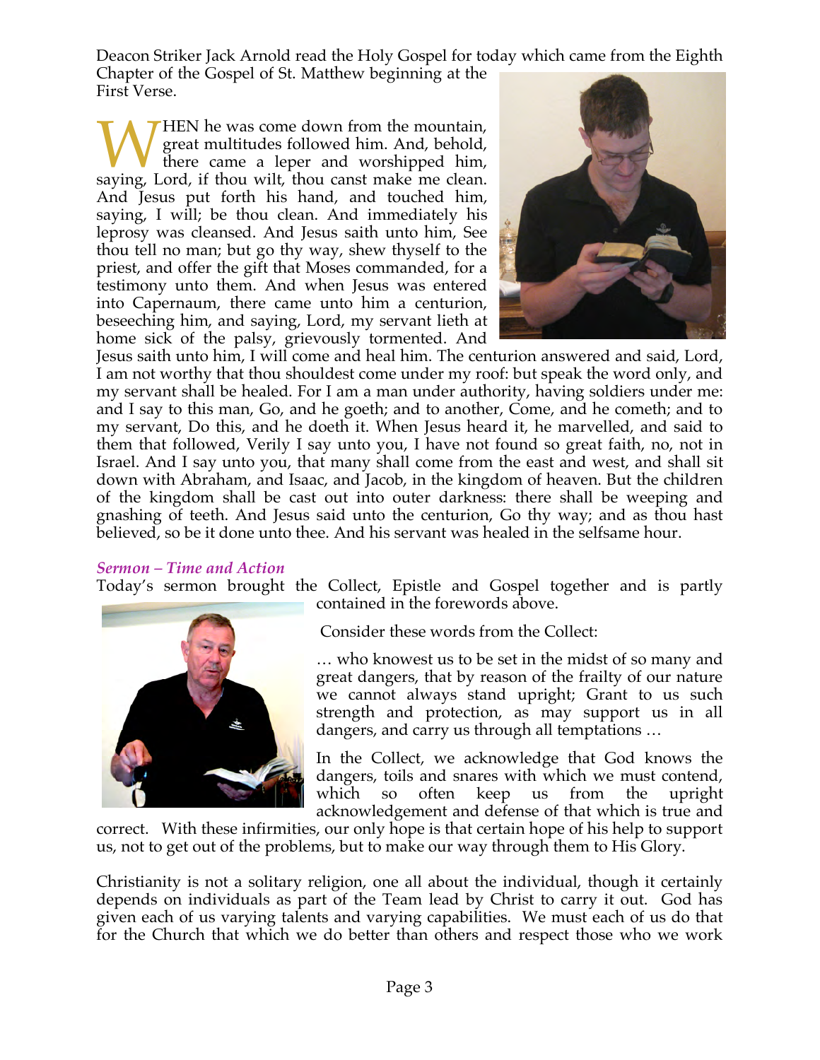Deacon Striker Jack Arnold read the Holy Gospel for today which came from the Eighth Chapter of the Gospel of St. Matthew beginning at the First Verse.

WHEN he was come down from the mountain, great multitudes followed him. And, behold, there came a leper and worshipped him, saying, Lord, if thou wilt, thou canst make me clean. And Jesus put forth his hand, and touched him, saying, I will; be thou clean. And immediately his leprosy was cleansed. And Jesus saith unto him, See thou tell no man; but go thy way, shew thyself to the priest, and offer the gift that Moses commanded, for a testimony unto them. And when Jesus was entered into Capernaum, there came unto him a centurion, beseeching him, and saying, Lord, my servant lieth at home sick of the palsy, grievously tormented. And Jesus saith unto him, I will come and heal him. The centurion answered and said, Lord, I am not worthy that thou shouldest come under my roof: but speak the word only, and my servant shall be healed. For I am a man under authority, having soldiers under me: and I say to this man, Go, and he goeth; and to another, Come, and he cometh; and to my servant, Do this, and he doeth it. When Jesus heard it, he marvelled, and said to them that followed, Verily I say unto you, I have not found so great faith, no, not in Israel. And I say unto you, that many shall come from the east and west, and shall sit down with Abraham, and Isaac, and Jacob, in the kingdom of heaven. But the children of the kingdom shall be cast out into outer darkness: there shall be weeping and gnashing of teeth. And Jesus said unto the centurion, Go thy way; and as thou hast believed, so be it done unto thee. And his servant was healed in the selfsame hour.

### *Sermon – Time and Action*

Today's sermon brought the Collect, Epistle and Gospel together and is partly contained in the forewords above.

Consider these words from the Collect:

… who knowest us to be set in the midst of so many and great dangers, that by reason of the frailty of our nature we cannot always stand upright; Grant to us such strength and protection, as may support us in all dangers, and carry us through all temptations …

In the Collect, we acknowledge that God knows the dangers, toils and snares with which we must contend, which so often keep us from the upright acknowledgement and defense of that which is true and correct. With these infirmities, our only hope is that certain hope of his help to support us, not to get out of the problems, but to make our way through them to His Glory.

Christianity is not a solitary religion, one all about the individual, though it certainly depends on individuals as part of the Team lead by Christ to carry it out. God has given each of us varying talents and varying capabilities. We must each of us do that for the Church that which we do better than others and respect those who we work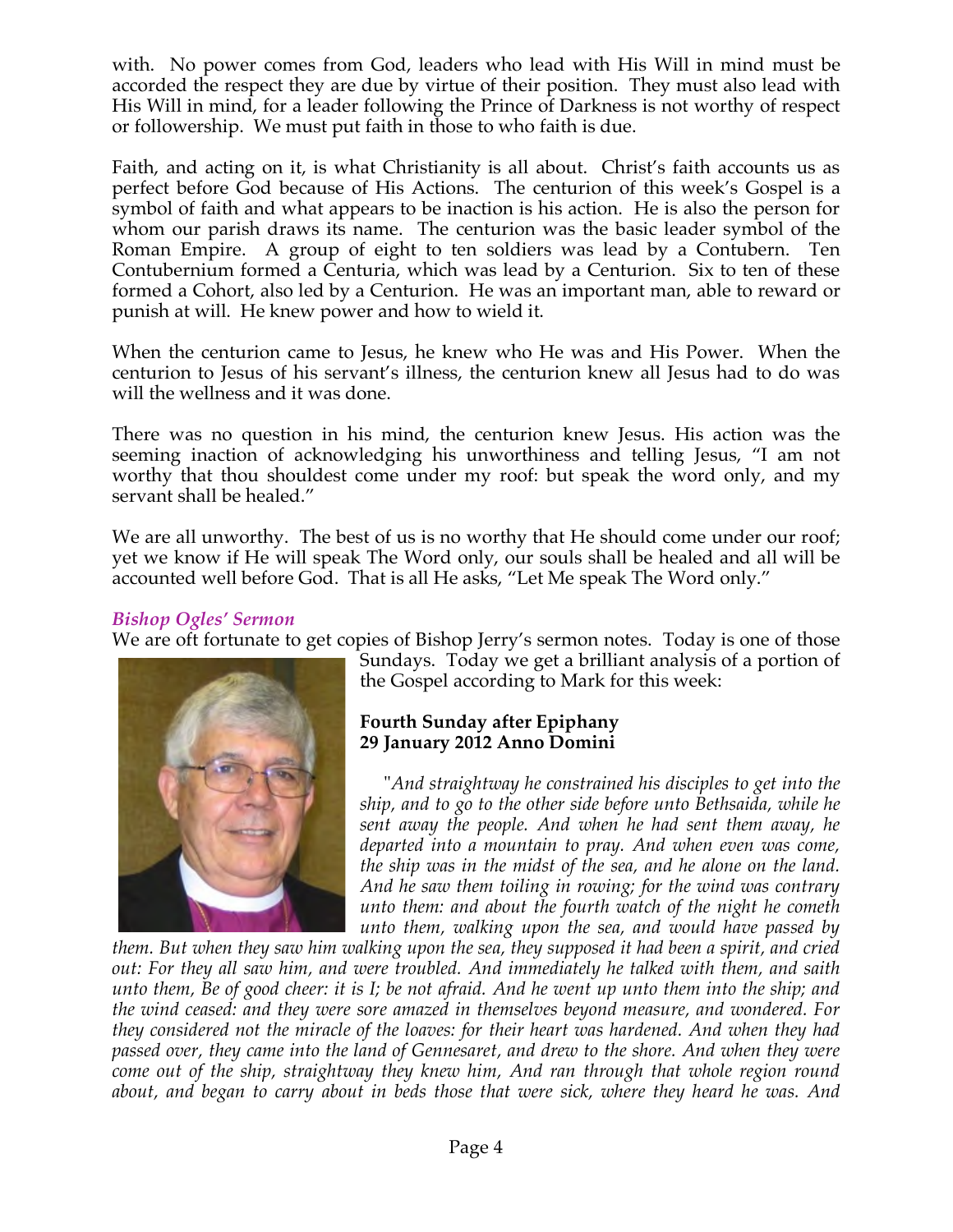with. No power comes from God, leaders who lead with His Will in mind must be accorded the respect they are due by virtue of their position. They must also lead with His Will in mind, for a leader following the Prince of Darkness is not worthy of respect or followership. We must put faith in those to who faith is due.

Faith, and acting on it, is what Christianity is all about. Christ's faith accounts us as perfect before God because of His Actions. The centurion of this week's Gospel is a symbol of faith and what appears to be inaction is his action. He is also the person for whom our parish draws its name. The centurion was the basic leader symbol of the Roman Empire. A group of eight to ten soldiers was lead by a Contubern. Ten Contubernium formed a Centuria, which was lead by a Centurion. Six to ten of these formed a Cohort, also led by a Centurion. He was an important man, able to reward or punish at will. He knew power and how to wield it.

When the centurion came to Jesus, he knew who He was and His Power. When the centurion to Jesus of his servant's illness, the centurion knew all Jesus had to do was will the wellness and it was done.

There was no question in his mind, the centurion knew Jesus. His action was the seeming inaction of acknowledging his unworthiness and telling Jesus, "I am not worthy that thou shouldest come under my roof: but speak the word only, and my servant shall be healed."

We are all unworthy. The best of us is no worthy that He should come under our roof; yet we know if He will speak The Word only, our souls shall be healed and all will be accounted well before God. That is all He asks, "Let Me speak The Word only."

### *Bishop Ogles' Sermon*

We are oft fortunate to get copies of Bishop Jerry's sermon notes. Today is one of those Sundays. Today we get a brilliant analysis of a portion of the Gospel according to Mark for this week:

**Fourth Sunday after Epiphany**
**29 January 2012 Anno Domini**

"*And straightway he constrained his disciples to get into the ship, and to go to the other side before unto Bethsaida, while he sent away the people. And when he had sent them away, he departed into a mountain to pray. And when even was come, the ship was in the midst of the sea, and he alone on the land. And he saw them toiling in rowing; for the wind was contrary unto them: and about the fourth watch of the night he cometh unto them, walking upon the sea, and would have passed by them. But when they saw him walking upon the sea, they supposed it had been a spirit, and cried out: For they all saw him, and were troubled. And immediately he talked with them, and saith unto them, Be of good cheer: it is I; be not afraid. And he went up unto them into the ship; and the wind ceased: and they were sore amazed in themselves beyond measure, and wondered. For they considered not the miracle of the loaves: for their heart was hardened. And when they had passed over, they came into the land of Gennesaret, and drew to the shore. And when they were come out of the ship, straightway they knew him, And ran through that whole region round about, and began to carry about in beds those that were sick, where they heard he was. And*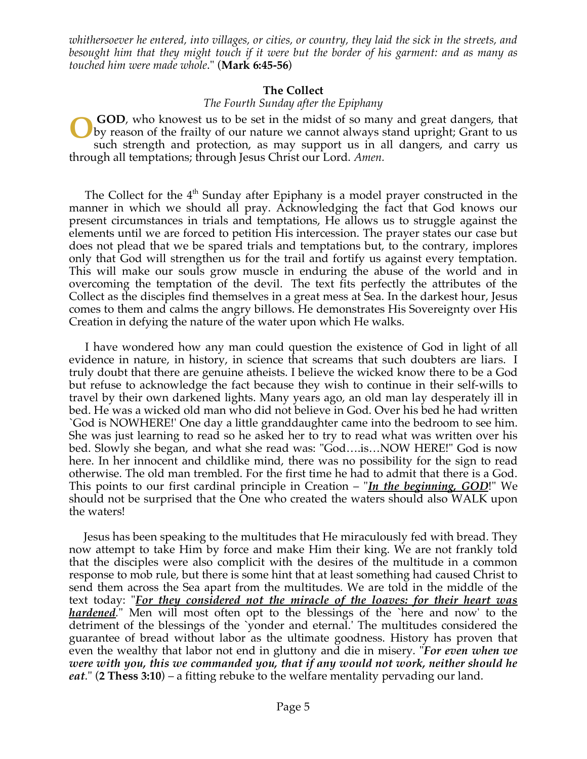*whithersoever he entered, into villages, or cities, or country, they laid the sick in the streets, and besought him that they might touch if it were but the border of his garment: and as many as touched him were made whole*." (**Mark 6:45-56**)

**The Collect**

*The Fourth Sunday after the Epiphany*

**O GOD**, who knowest us to be set in the midst of so many and great dangers, that by reason of the frailty of our nature we cannot always stand upright; Grant to us such strength and protection, as may support us in all dangers, and carry us through all temptations; through Jesus Christ our Lord. *Amen.*

The Collect for the 4th Sunday after Epiphany is a model prayer constructed in the manner in which we should all pray. Acknowledging the fact that God knows our present circumstances in trials and temptations, He allows us to struggle against the elements until we are forced to petition His intercession. The prayer states our case but does not plead that we be spared trials and temptations but, to the contrary, implores only that God will strengthen us for the trail and fortify us against every temptation. This will make our souls grow muscle in enduring the abuse of the world and in overcoming the temptation of the devil. The text fits perfectly the attributes of the Collect as the disciples find themselves in a great mess at Sea. In the darkest hour, Jesus comes to them and calms the angry billows. He demonstrates His Sovereignty over His Creation in defying the nature of the water upon which He walks.

I have wondered how any man could question the existence of God in light of all evidence in nature, in history, in science that screams that such doubters are liars. I truly doubt that there are genuine atheists. I believe the wicked know there to be a God but refuse to acknowledge the fact because they wish to continue in their self-wills to travel by their own darkened lights. Many years ago, an old man lay desperately ill in bed. He was a wicked old man who did not believe in God. Over his bed he had written `God is NOWHERE!' One day a little granddaughter came into the bedroom to see him. She was just learning to read so he asked her to try to read what was written over his bed. Slowly she began, and what she read was: "God….is…NOW HERE!" God is now here. In her innocent and childlike mind, there was no possibility for the sign to read otherwise. The old man trembled. For the first time he had to admit that there is a God. This points to our first cardinal principle in Creation – "***In the beginning, GOD***!" We should not be surprised that the One who created the waters should also WALK upon the waters!

Jesus has been speaking to the multitudes that He miraculously fed with bread. They now attempt to take Him by force and make Him their king. We are not frankly told that the disciples were also complicit with the desires of the multitude in a common response to mob rule, but there is some hint that at least something had caused Christ to send them across the Sea apart from the multitudes. We are told in the middle of the text today: "***For they considered not the miracle of the loaves: for their heart was hardened***." Men will most often opt to the blessings of the `here and now' to the detriment of the blessings of the `yonder and eternal.' The multitudes considered the guarantee of bread without labor as the ultimate goodness. History has proven that even the wealthy that labor not end in gluttony and die in misery. "***For even when we were with you, this we commanded you, that if any would not work, neither should he eat***." (**2 Thess 3:10**) – a fitting rebuke to the welfare mentality pervading our land.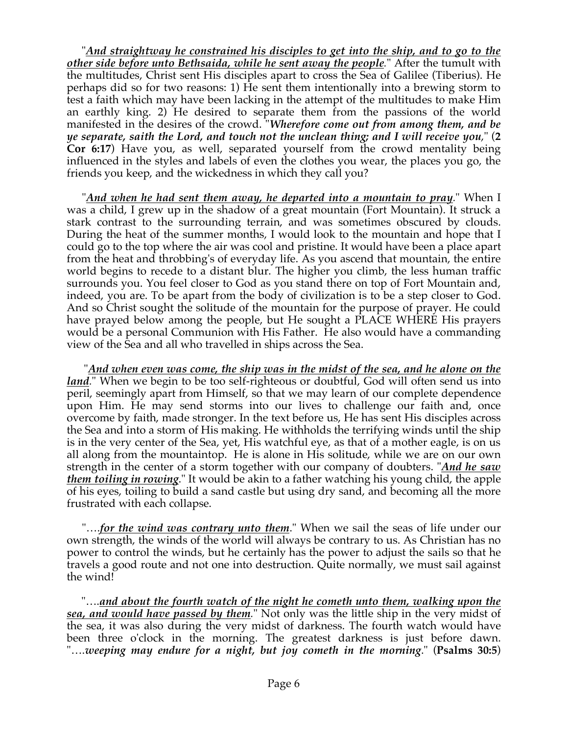"***And straightway he constrained his disciples to get into the ship, and to go to the other side before unto Bethsaida, while he sent away the people***." After the tumult with the multitudes, Christ sent His disciples apart to cross the Sea of Galilee (Tiberius). He perhaps did so for two reasons: 1) He sent them intentionally into a brewing storm to test a faith which may have been lacking in the attempt of the multitudes to make Him an earthly king. 2) He desired to separate them from the passions of the world manifested in the desires of the crowd. "***Wherefore come out from among them, and be ye separate, saith the Lord, and touch not the unclean thing; and I will receive you***," (**2 Cor 6:17**) Have you, as well, separated yourself from the crowd mentality being influenced in the styles and labels of even the clothes you wear, the places you go, the friends you keep, and the wickedness in which they call you?

"***And when he had sent them away, he departed into a mountain to pray***." When I was a child, I grew up in the shadow of a great mountain (Fort Mountain). It struck a stark contrast to the surrounding terrain, and was sometimes obscured by clouds. During the heat of the summer months, I would look to the mountain and hope that I could go to the top where the air was cool and pristine. It would have been a place apart from the heat and throbbing's of everyday life. As you ascend that mountain, the entire world begins to recede to a distant blur. The higher you climb, the less human traffic surrounds you. You feel closer to God as you stand there on top of Fort Mountain and, indeed, you are. To be apart from the body of civilization is to be a step closer to God. And so Christ sought the solitude of the mountain for the purpose of prayer. He could have prayed below among the people, but He sought a PLACE WHERE His prayers would be a personal Communion with His Father. He also would have a commanding view of the Sea and all who travelled in ships across the Sea.

"***And when even was come, the ship was in the midst of the sea, and he alone on the land***." When we begin to be too self-righteous or doubtful, God will often send us into peril, seemingly apart from Himself, so that we may learn of our complete dependence upon Him. He may send storms into our lives to challenge our faith and, once overcome by faith, made stronger. In the text before us, He has sent His disciples across the Sea and into a storm of His making. He withholds the terrifying winds until the ship is in the very center of the Sea, yet, His watchful eye, as that of a mother eagle, is on us all along from the mountaintop. He is alone in His solitude, while we are on our own strength in the center of a storm together with our company of doubters. "***And he saw them toiling in rowing***." It would be akin to a father watching his young child, the apple of his eyes, toiling to build a sand castle but using dry sand, and becoming all the more frustrated with each collapse.

"….***for the wind was contrary unto them***." When we sail the seas of life under our own strength, the winds of the world will always be contrary to us. As Christian has no power to control the winds, but he certainly has the power to adjust the sails so that he travels a good route and not one into destruction. Quite normally, we must sail against the wind!

"….***and about the fourth watch of the night he cometh unto them, walking upon the sea, and would have passed by them***." Not only was the little ship in the very midst of the sea, it was also during the very midst of darkness. The fourth watch would have been three o'clock in the morning. The greatest darkness is just before dawn. "….***weeping may endure for a night, but joy cometh in the morning***." (**Psalms 30:5**)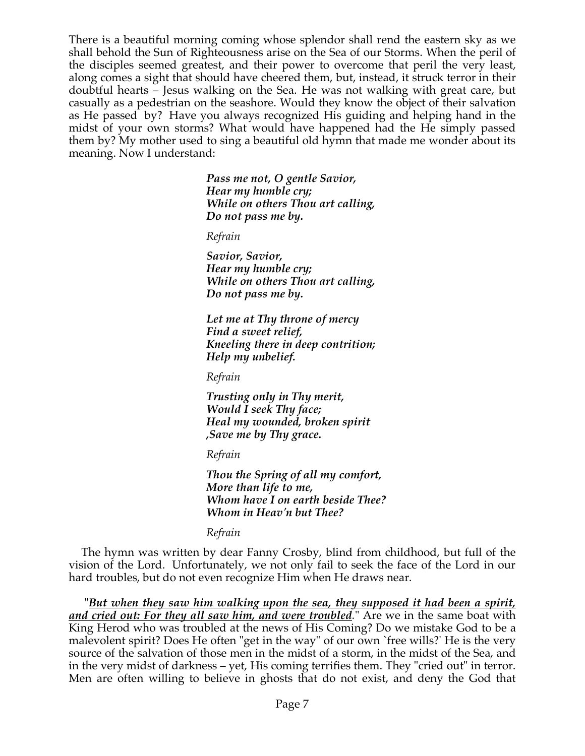There is a beautiful morning coming whose splendor shall rend the eastern sky as we shall behold the Sun of Righteousness arise on the Sea of our Storms. When the peril of the disciples seemed greatest, and their power to overcome that peril the very least, along comes a sight that should have cheered them, but, instead, it struck terror in their doubtful hearts – Jesus walking on the Sea. He was not walking with great care, but casually as a pedestrian on the seashore. Would they know the object of their salvation as He passed by? Have you always recognized His guiding and helping hand in the midst of your own storms? What would have happened had the He simply passed them by? My mother used to sing a beautiful old hymn that made me wonder about its meaning. Now I understand:

> ***Pass me not, O gentle Savior,***
> ***Hear my humble cry;***
> ***While on others Thou art calling,***
> ***Do not pass me by.***
>
> *Refrain*
>
> ***Savior, Savior,***
> ***Hear my humble cry;***
> ***While on others Thou art calling,***
> ***Do not pass me by.***
>
> ***Let me at Thy throne of mercy***
> ***Find a sweet relief,***
> ***Kneeling there in deep contrition;***
> ***Help my unbelief.***
>
> *Refrain*
>
> ***Trusting only in Thy merit,***
> ***Would I seek Thy face;***
> ***Heal my wounded, broken spirit***
> ***,Save me by Thy grace.***
>
> *Refrain*
>
> ***Thou the Spring of all my comfort,***
> ***More than life to me,***
> ***Whom have I on earth beside Thee?***
> ***Whom in Heav'n but Thee?***
>
> *Refrain*

The hymn was written by dear Fanny Crosby, blind from childhood, but full of the vision of the Lord. Unfortunately, we not only fail to seek the face of the Lord in our hard troubles, but do not even recognize Him when He draws near.

"***<u>But when they saw him walking upon the sea, they supposed it had been a spirit, and cried out: For they all saw him, and were troubled</u>***." Are we in the same boat with King Herod who was troubled at the news of His Coming? Do we mistake God to be a malevolent spirit? Does He often "get in the way" of our own `free wills?' He is the very source of the salvation of those men in the midst of a storm, in the midst of the Sea, and in the very midst of darkness – yet, His coming terrifies them. They "cried out" in terror. Men are often willing to believe in ghosts that do not exist, and deny the God that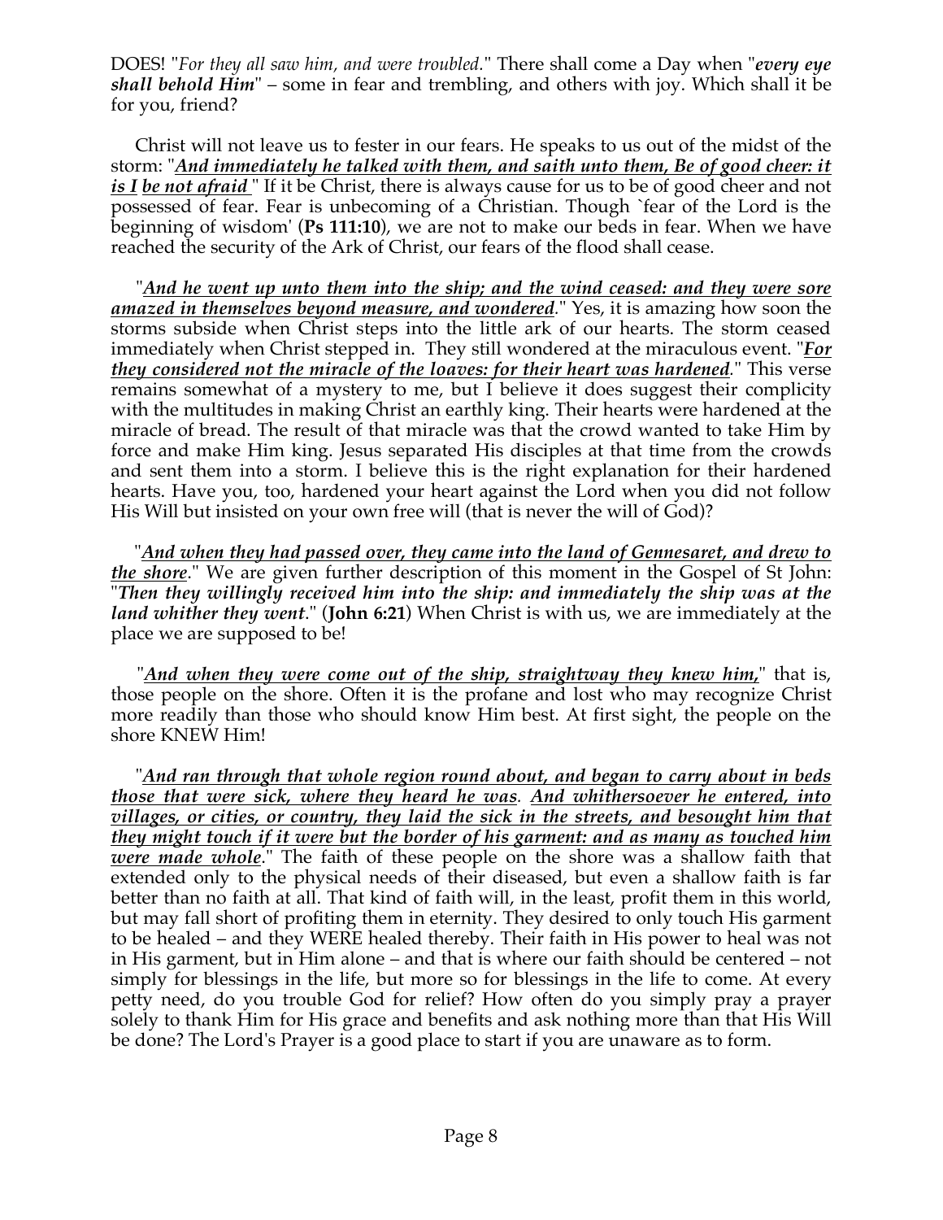DOES! "*For they all saw him, and were troubled*." There shall come a Day when "***every eye shall behold Him***" – some in fear and trembling, and others with joy. Which shall it be for you, friend?

Christ will not leave us to fester in our fears. He speaks to us out of the midst of the storm: "***<u>And immediately he talked with them, and saith unto them, Be of good cheer: it is I</u> <u>be not afraid</u>*** " If it be Christ, there is always cause for us to be of good cheer and not possessed of fear. Fear is unbecoming of a Christian. Though `fear of the Lord is the beginning of wisdom' (**Ps 111:10**), we are not to make our beds in fear. When we have reached the security of the Ark of Christ, our fears of the flood shall cease.

"***<u>And he went up unto them into the ship; and the wind ceased: and they were sore amazed in themselves beyond measure, and wondered</u>***." Yes, it is amazing how soon the storms subside when Christ steps into the little ark of our hearts. The storm ceased immediately when Christ stepped in. They still wondered at the miraculous event. "***<u>For they considered not the miracle of the loaves: for their heart was hardened</u>***." This verse remains somewhat of a mystery to me, but I believe it does suggest their complicity with the multitudes in making Christ an earthly king. Their hearts were hardened at the miracle of bread. The result of that miracle was that the crowd wanted to take Him by force and make Him king. Jesus separated His disciples at that time from the crowds and sent them into a storm. I believe this is the right explanation for their hardened hearts. Have you, too, hardened your heart against the Lord when you did not follow His Will but insisted on your own free will (that is never the will of God)?

"***<u>And when they had passed over, they came into the land of Gennesaret, and drew to the shore</u>***." We are given further description of this moment in the Gospel of St John: "***Then they willingly received him into the ship: and immediately the ship was at the land whither they went***." (**John 6:21**) When Christ is with us, we are immediately at the place we are supposed to be!

"***<u>And when they were come out of the ship, straightway they knew him,</u>***" that is, those people on the shore. Often it is the profane and lost who may recognize Christ more readily than those who should know Him best. At first sight, the people on the shore KNEW Him!

"***<u>And ran through that whole region round about, and began to carry about in beds those that were sick, where they heard he was</u>***. ***<u>And whithersoever he entered, into villages, or cities, or country, they laid the sick in the streets, and besought him that they might touch if it were but the border of his garment: and as many as touched him were made whole</u>***." The faith of these people on the shore was a shallow faith that extended only to the physical needs of their diseased, but even a shallow faith is far better than no faith at all. That kind of faith will, in the least, profit them in this world, but may fall short of profiting them in eternity. They desired to only touch His garment to be healed – and they WERE healed thereby. Their faith in His power to heal was not in His garment, but in Him alone – and that is where our faith should be centered – not simply for blessings in the life, but more so for blessings in the life to come. At every petty need, do you trouble God for relief? How often do you simply pray a prayer solely to thank Him for His grace and benefits and ask nothing more than that His Will be done? The Lord's Prayer is a good place to start if you are unaware as to form.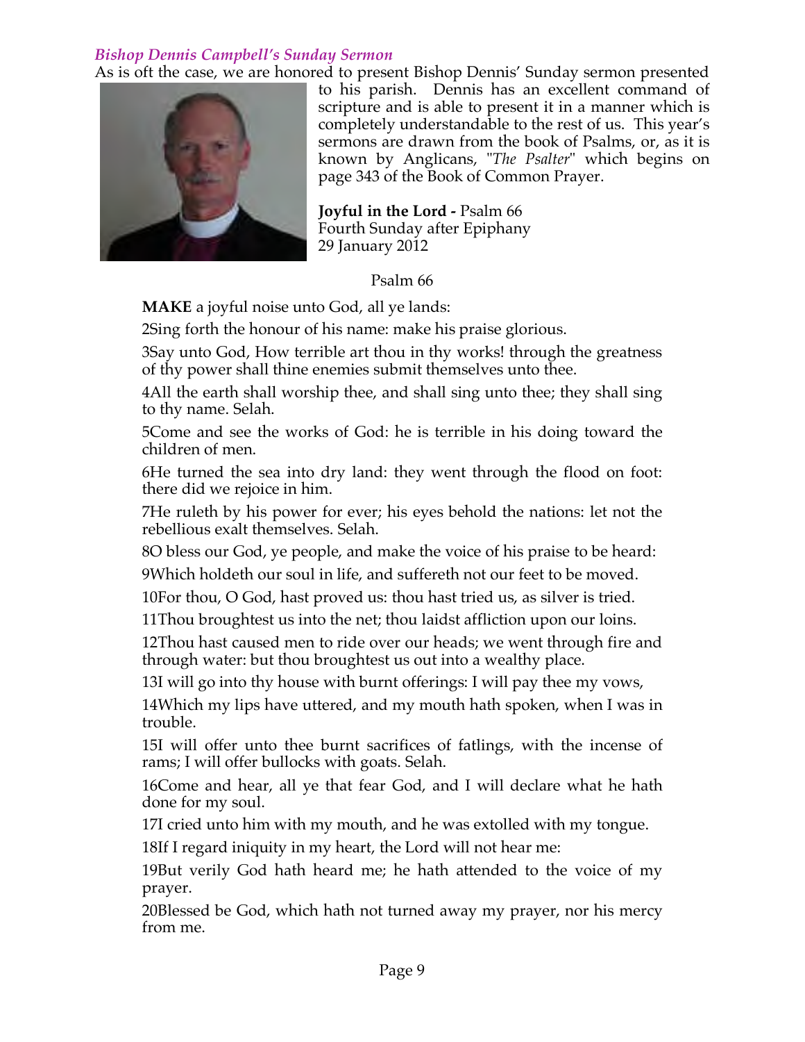*Bishop Dennis Campbell's Sunday Sermon*

As is oft the case, we are honored to present Bishop Dennis' Sunday sermon presented to his parish. Dennis has an excellent command of scripture and is able to present it in a manner which is completely understandable to the rest of us. This year's sermons are drawn from the book of Psalms, or, as it is known by Anglicans, "*The Psalter*" which begins on page 343 of the Book of Common Prayer.

**Joyful in the Lord -** Psalm 66
Fourth Sunday after Epiphany
29 January 2012

Psalm 66

**MAKE** a joyful noise unto God, all ye lands:

2Sing forth the honour of his name: make his praise glorious.

3Say unto God, How terrible art thou in thy works! through the greatness of thy power shall thine enemies submit themselves unto thee.

4All the earth shall worship thee, and shall sing unto thee; they shall sing to thy name. Selah.

5Come and see the works of God: he is terrible in his doing toward the children of men.

6He turned the sea into dry land: they went through the flood on foot: there did we rejoice in him.

7He ruleth by his power for ever; his eyes behold the nations: let not the rebellious exalt themselves. Selah.

8O bless our God, ye people, and make the voice of his praise to be heard:

9Which holdeth our soul in life, and suffereth not our feet to be moved.

10For thou, O God, hast proved us: thou hast tried us, as silver is tried.

11Thou broughtest us into the net; thou laidst affliction upon our loins.

12Thou hast caused men to ride over our heads; we went through fire and through water: but thou broughtest us out into a wealthy place.

13I will go into thy house with burnt offerings: I will pay thee my vows,

14Which my lips have uttered, and my mouth hath spoken, when I was in trouble.

15I will offer unto thee burnt sacrifices of fatlings, with the incense of rams; I will offer bullocks with goats. Selah.

16Come and hear, all ye that fear God, and I will declare what he hath done for my soul.

17I cried unto him with my mouth, and he was extolled with my tongue.

18If I regard iniquity in my heart, the Lord will not hear me:

19But verily God hath heard me; he hath attended to the voice of my prayer.

20Blessed be God, which hath not turned away my prayer, nor his mercy from me.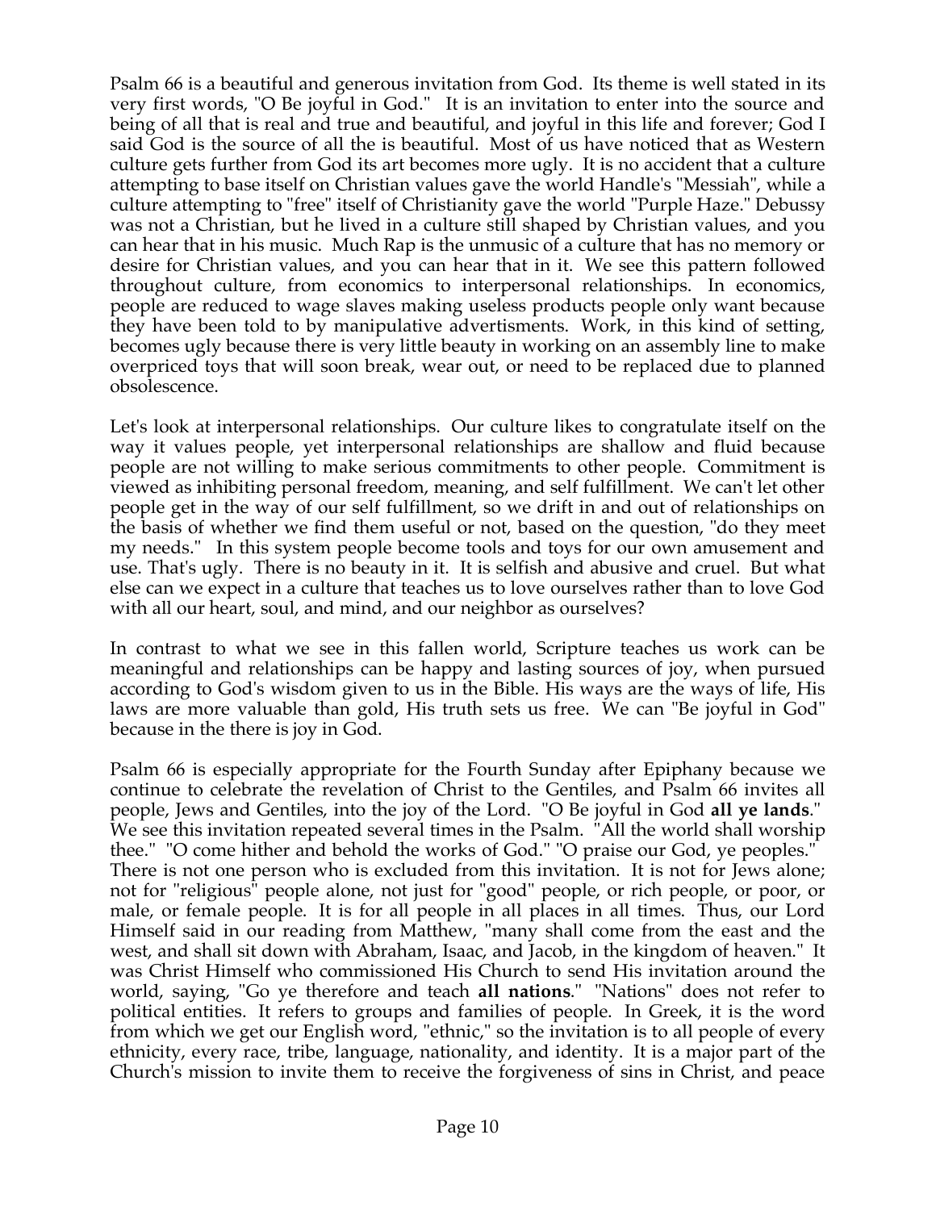Psalm 66 is a beautiful and generous invitation from God. Its theme is well stated in its very first words, "O Be joyful in God." It is an invitation to enter into the source and being of all that is real and true and beautiful, and joyful in this life and forever; God I said God is the source of all the is beautiful. Most of us have noticed that as Western culture gets further from God its art becomes more ugly. It is no accident that a culture attempting to base itself on Christian values gave the world Handle's "Messiah", while a culture attempting to "free" itself of Christianity gave the world "Purple Haze." Debussy was not a Christian, but he lived in a culture still shaped by Christian values, and you can hear that in his music. Much Rap is the unmusic of a culture that has no memory or desire for Christian values, and you can hear that in it. We see this pattern followed throughout culture, from economics to interpersonal relationships. In economics, people are reduced to wage slaves making useless products people only want because they have been told to by manipulative advertisments. Work, in this kind of setting, becomes ugly because there is very little beauty in working on an assembly line to make overpriced toys that will soon break, wear out, or need to be replaced due to planned obsolescence.

Let's look at interpersonal relationships. Our culture likes to congratulate itself on the way it values people, yet interpersonal relationships are shallow and fluid because people are not willing to make serious commitments to other people. Commitment is viewed as inhibiting personal freedom, meaning, and self fulfillment. We can't let other people get in the way of our self fulfillment, so we drift in and out of relationships on the basis of whether we find them useful or not, based on the question, "do they meet my needs." In this system people become tools and toys for our own amusement and use. That's ugly. There is no beauty in it. It is selfish and abusive and cruel. But what else can we expect in a culture that teaches us to love ourselves rather than to love God with all our heart, soul, and mind, and our neighbor as ourselves?

In contrast to what we see in this fallen world, Scripture teaches us work can be meaningful and relationships can be happy and lasting sources of joy, when pursued according to God's wisdom given to us in the Bible. His ways are the ways of life, His laws are more valuable than gold, His truth sets us free. We can "Be joyful in God" because in the there is joy in God.

Psalm 66 is especially appropriate for the Fourth Sunday after Epiphany because we continue to celebrate the revelation of Christ to the Gentiles, and Psalm 66 invites all people, Jews and Gentiles, into the joy of the Lord. "O Be joyful in God **all ye lands**." We see this invitation repeated several times in the Psalm. "All the world shall worship thee." "O come hither and behold the works of God." "O praise our God, ye peoples." There is not one person who is excluded from this invitation. It is not for Jews alone; not for "religious" people alone, not just for "good" people, or rich people, or poor, or male, or female people. It is for all people in all places in all times. Thus, our Lord Himself said in our reading from Matthew, "many shall come from the east and the west, and shall sit down with Abraham, Isaac, and Jacob, in the kingdom of heaven." It was Christ Himself who commissioned His Church to send His invitation around the world, saying, "Go ye therefore and teach **all nations**." "Nations" does not refer to political entities. It refers to groups and families of people. In Greek, it is the word from which we get our English word, "ethnic," so the invitation is to all people of every ethnicity, every race, tribe, language, nationality, and identity. It is a major part of the Church's mission to invite them to receive the forgiveness of sins in Christ, and peace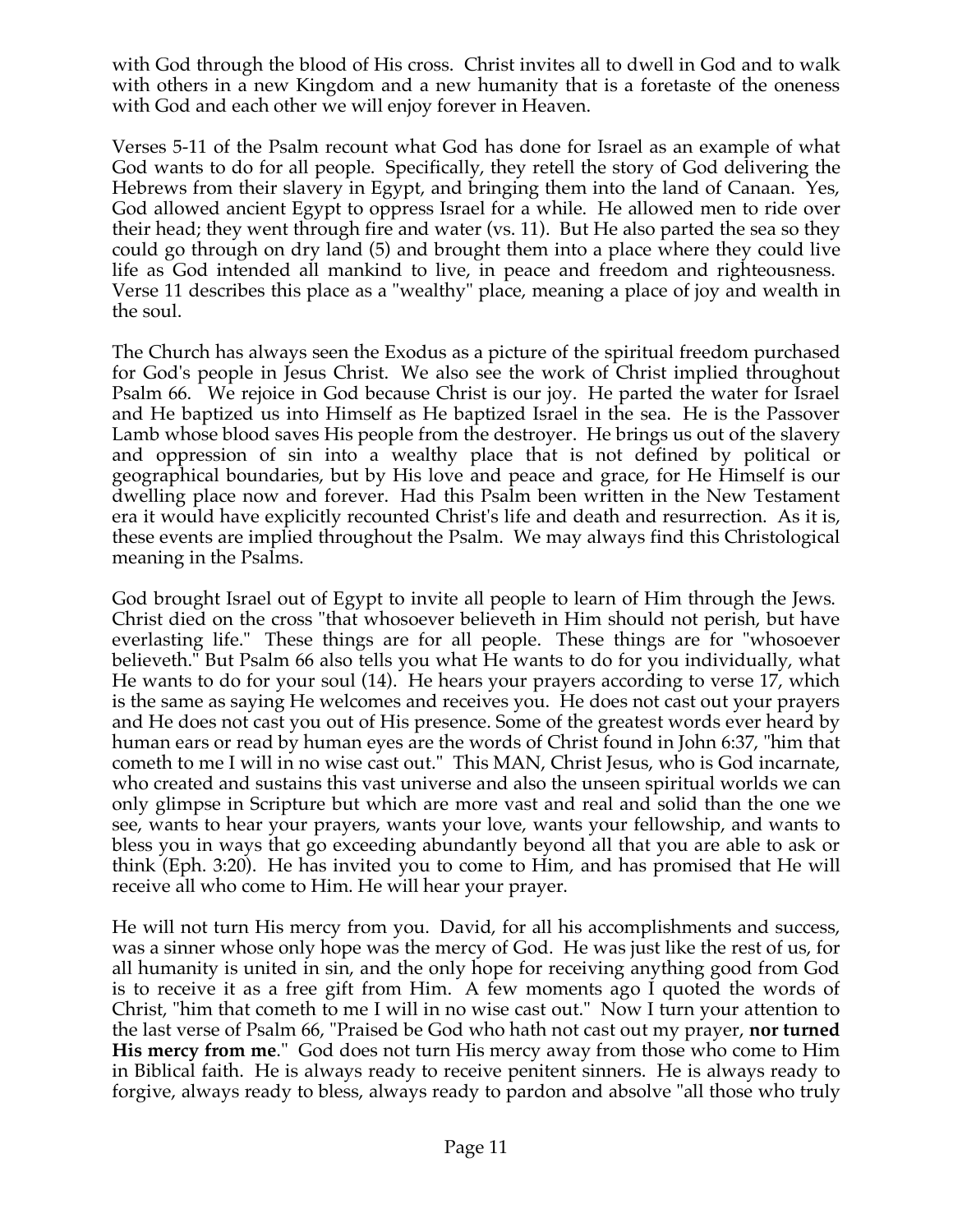with God through the blood of His cross. Christ invites all to dwell in God and to walk with others in a new Kingdom and a new humanity that is a foretaste of the oneness with God and each other we will enjoy forever in Heaven.

Verses 5-11 of the Psalm recount what God has done for Israel as an example of what God wants to do for all people. Specifically, they retell the story of God delivering the Hebrews from their slavery in Egypt, and bringing them into the land of Canaan. Yes, God allowed ancient Egypt to oppress Israel for a while. He allowed men to ride over their head; they went through fire and water (vs. 11). But He also parted the sea so they could go through on dry land (5) and brought them into a place where they could live life as God intended all mankind to live, in peace and freedom and righteousness. Verse 11 describes this place as a "wealthy" place, meaning a place of joy and wealth in the soul.

The Church has always seen the Exodus as a picture of the spiritual freedom purchased for God's people in Jesus Christ. We also see the work of Christ implied throughout Psalm 66. We rejoice in God because Christ is our joy. He parted the water for Israel and He baptized us into Himself as He baptized Israel in the sea. He is the Passover Lamb whose blood saves His people from the destroyer. He brings us out of the slavery and oppression of sin into a wealthy place that is not defined by political or geographical boundaries, but by His love and peace and grace, for He Himself is our dwelling place now and forever. Had this Psalm been written in the New Testament era it would have explicitly recounted Christ's life and death and resurrection. As it is, these events are implied throughout the Psalm. We may always find this Christological meaning in the Psalms.

God brought Israel out of Egypt to invite all people to learn of Him through the Jews. Christ died on the cross "that whosoever believeth in Him should not perish, but have everlasting life." These things are for all people. These things are for "whosoever believeth." But Psalm 66 also tells you what He wants to do for you individually, what He wants to do for your soul (14). He hears your prayers according to verse 17, which is the same as saying He welcomes and receives you. He does not cast out your prayers and He does not cast you out of His presence. Some of the greatest words ever heard by human ears or read by human eyes are the words of Christ found in John 6:37, "him that cometh to me I will in no wise cast out." This MAN, Christ Jesus, who is God incarnate, who created and sustains this vast universe and also the unseen spiritual worlds we can only glimpse in Scripture but which are more vast and real and solid than the one we see, wants to hear your prayers, wants your love, wants your fellowship, and wants to bless you in ways that go exceeding abundantly beyond all that you are able to ask or think (Eph. 3:20). He has invited you to come to Him, and has promised that He will receive all who come to Him. He will hear your prayer.

He will not turn His mercy from you. David, for all his accomplishments and success, was a sinner whose only hope was the mercy of God. He was just like the rest of us, for all humanity is united in sin, and the only hope for receiving anything good from God is to receive it as a free gift from Him. A few moments ago I quoted the words of Christ, "him that cometh to me I will in no wise cast out." Now I turn your attention to the last verse of Psalm 66, "Praised be God who hath not cast out my prayer, **nor turned His mercy from me**." God does not turn His mercy away from those who come to Him in Biblical faith. He is always ready to receive penitent sinners. He is always ready to forgive, always ready to bless, always ready to pardon and absolve "all those who truly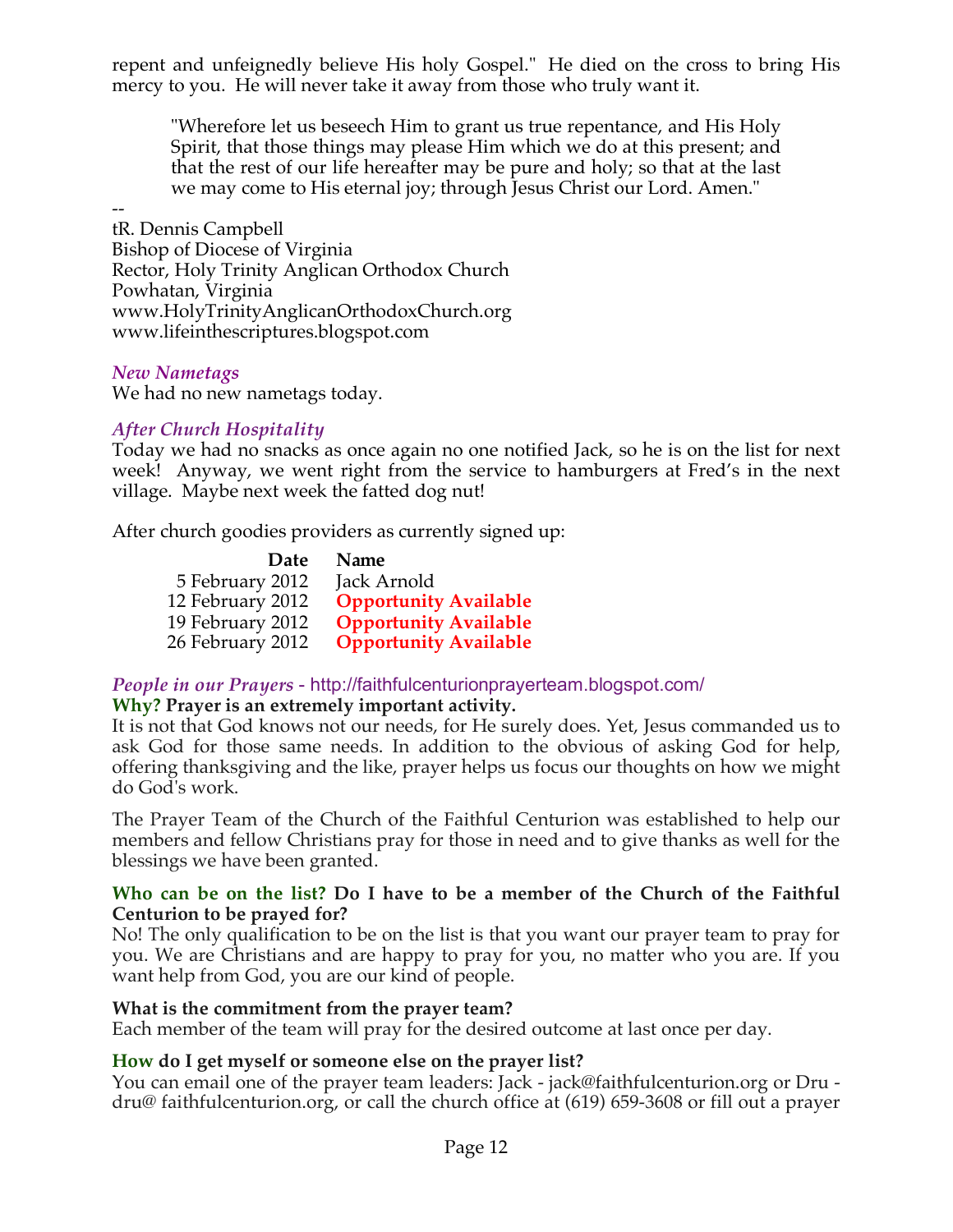repent and unfeignedly believe His holy Gospel." He died on the cross to bring His mercy to you. He will never take it away from those who truly want it.

> "Wherefore let us beseech Him to grant us true repentance, and His Holy Spirit, that those things may please Him which we do at this present; and that the rest of our life hereafter may be pure and holy; so that at the last we may come to His eternal joy; through Jesus Christ our Lord. Amen."

--
tR. Dennis Campbell
Bishop of Diocese of Virginia
Rector, Holy Trinity Anglican Orthodox Church
Powhatan, Virginia
www.HolyTrinityAnglicanOrthodoxChurch.org
www.lifeinthescriptures.blogspot.com

### *New Nametags*

We had no new nametags today.

### *After Church Hospitality*

Today we had no snacks as once again no one notified Jack, so he is on the list for next week! Anyway, we went right from the service to hamburgers at Fred's in the next village. Maybe next week the fatted dog nut!

After church goodies providers as currently signed up:

| Date | Name |
|---|---|
| 5 February 2012 | Jack Arnold |
| 12 February 2012 | **Opportunity Available** |
| 19 February 2012 | **Opportunity Available** |
| 26 February 2012 | **Opportunity Available** |

### *People in our Prayers* - http://faithfulcenturionprayerteam.blogspot.com/

**Why? Prayer is an extremely important activity.**

It is not that God knows not our needs, for He surely does. Yet, Jesus commanded us to ask God for those same needs. In addition to the obvious of asking God for help, offering thanksgiving and the like, prayer helps us focus our thoughts on how we might do God's work.

The Prayer Team of the Church of the Faithful Centurion was established to help our members and fellow Christians pray for those in need and to give thanks as well for the blessings we have been granted.

**Who can be on the list? Do I have to be a member of the Church of the Faithful Centurion to be prayed for?**

No! The only qualification to be on the list is that you want our prayer team to pray for you. We are Christians and are happy to pray for you, no matter who you are. If you want help from God, you are our kind of people.

**What is the commitment from the prayer team?**

Each member of the team will pray for the desired outcome at last once per day.

**How do I get myself or someone else on the prayer list?**

You can email one of the prayer team leaders: Jack - jack@faithfulcenturion.org or Dru - dru@ faithfulcenturion.org, or call the church office at (619) 659-3608 or fill out a prayer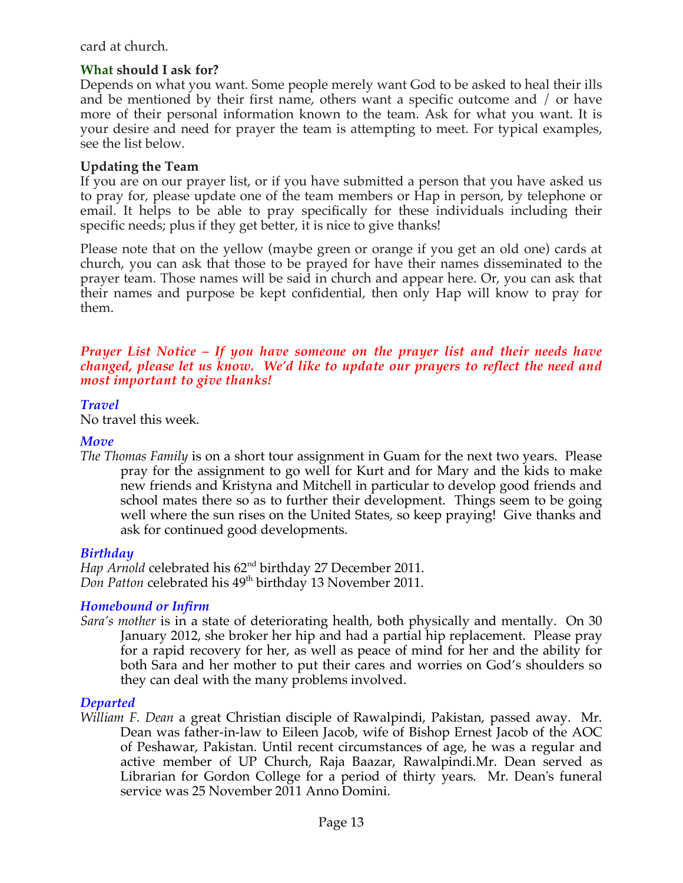card at church.

### What should I ask for?

Depends on what you want. Some people merely want God to be asked to heal their ills and be mentioned by their first name, others want a specific outcome and / or have more of their personal information known to the team. Ask for what you want. It is your desire and need for prayer the team is attempting to meet. For typical examples, see the list below.

### Updating the Team

If you are on our prayer list, or if you have submitted a person that you have asked us to pray for, please update one of the team members or Hap in person, by telephone or email. It helps to be able to pray specifically for these individuals including their specific needs; plus if they get better, it is nice to give thanks!

Please note that on the yellow (maybe green or orange if you get an old one) cards at church, you can ask that those to be prayed for have their names disseminated to the prayer team. Those names will be said in church and appear here. Or, you can ask that their names and purpose be kept confidential, then only Hap will know to pray for them.

***Prayer List Notice – If you have someone on the prayer list and their needs have changed, please let us know. We'd like to update our prayers to reflect the need and most important to give thanks!***

### *Travel*

No travel this week.

### *Move*

*The Thomas Family* is on a short tour assignment in Guam for the next two years. Please pray for the assignment to go well for Kurt and for Mary and the kids to make new friends and Kristyna and Mitchell in particular to develop good friends and school mates there so as to further their development. Things seem to be going well where the sun rises on the United States, so keep praying! Give thanks and ask for continued good developments.

### *Birthday*

*Hap Arnold* celebrated his 62nd birthday 27 December 2011.
*Don Patton* celebrated his 49th birthday 13 November 2011.

### *Homebound or Infirm*

*Sara's mother* is in a state of deteriorating health, both physically and mentally. On 30 January 2012, she broker her hip and had a partial hip replacement. Please pray for a rapid recovery for her, as well as peace of mind for her and the ability for both Sara and her mother to put their cares and worries on God's shoulders so they can deal with the many problems involved.

### *Departed*

*William F. Dean* a great Christian disciple of Rawalpindi, Pakistan, passed away. Mr. Dean was father-in-law to Eileen Jacob, wife of Bishop Ernest Jacob of the AOC of Peshawar, Pakistan. Until recent circumstances of age, he was a regular and active member of UP Church, Raja Baazar, Rawalpindi.Mr. Dean served as Librarian for Gordon College for a period of thirty years. Mr. Dean's funeral service was 25 November 2011 Anno Domini.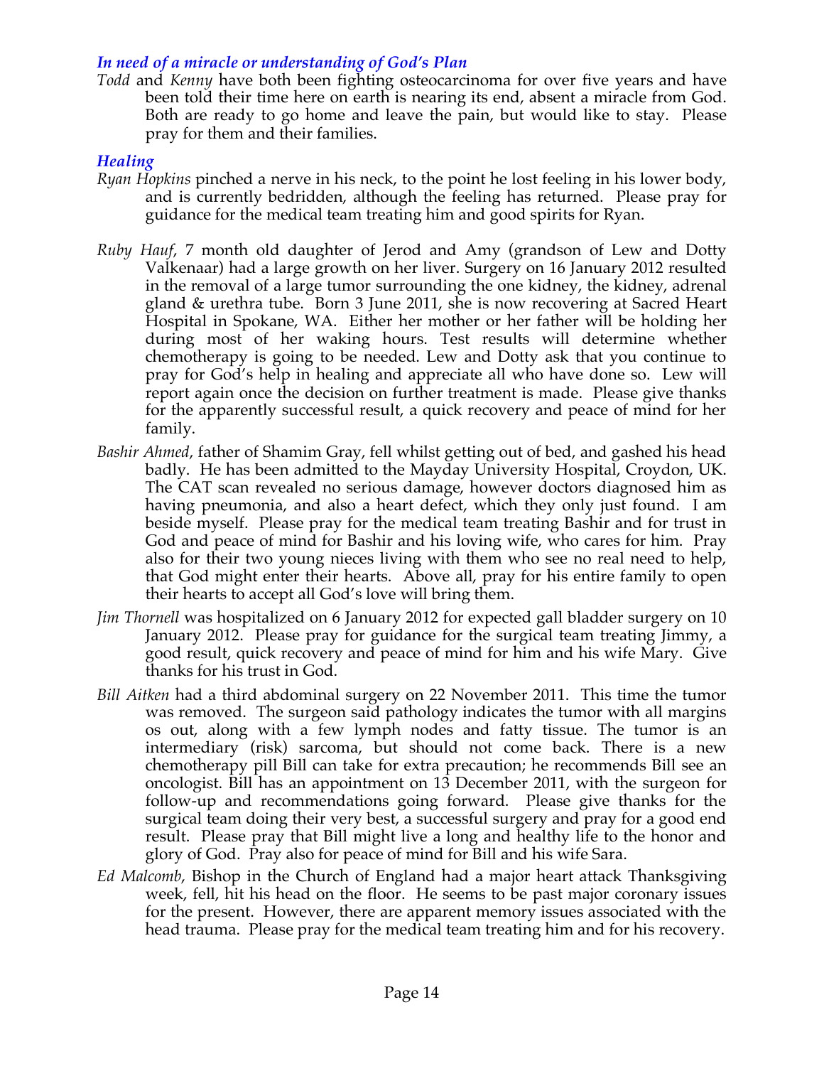### *In need of a miracle or understanding of God's Plan*

*Todd* and *Kenny* have both been fighting osteocarcinoma for over five years and have been told their time here on earth is nearing its end, absent a miracle from God. Both are ready to go home and leave the pain, but would like to stay. Please pray for them and their families.

### *Healing*

*Ryan Hopkins* pinched a nerve in his neck, to the point he lost feeling in his lower body, and is currently bedridden, although the feeling has returned. Please pray for guidance for the medical team treating him and good spirits for Ryan.

*Ruby Hauf*, 7 month old daughter of Jerod and Amy (grandson of Lew and Dotty Valkenaar) had a large growth on her liver. Surgery on 16 January 2012 resulted in the removal of a large tumor surrounding the one kidney, the kidney, adrenal gland & urethra tube. Born 3 June 2011, she is now recovering at Sacred Heart Hospital in Spokane, WA. Either her mother or her father will be holding her during most of her waking hours. Test results will determine whether chemotherapy is going to be needed. Lew and Dotty ask that you continue to pray for God's help in healing and appreciate all who have done so. Lew will report again once the decision on further treatment is made. Please give thanks for the apparently successful result, a quick recovery and peace of mind for her family.

*Bashir Ahmed*, father of Shamim Gray, fell whilst getting out of bed, and gashed his head badly. He has been admitted to the Mayday University Hospital, Croydon, UK. The CAT scan revealed no serious damage, however doctors diagnosed him as having pneumonia, and also a heart defect, which they only just found. I am beside myself. Please pray for the medical team treating Bashir and for trust in God and peace of mind for Bashir and his loving wife, who cares for him. Pray also for their two young nieces living with them who see no real need to help, that God might enter their hearts. Above all, pray for his entire family to open their hearts to accept all God's love will bring them.

*Jim Thornell* was hospitalized on 6 January 2012 for expected gall bladder surgery on 10 January 2012. Please pray for guidance for the surgical team treating Jimmy, a good result, quick recovery and peace of mind for him and his wife Mary. Give thanks for his trust in God.

*Bill Aitken* had a third abdominal surgery on 22 November 2011. This time the tumor was removed. The surgeon said pathology indicates the tumor with all margins os out, along with a few lymph nodes and fatty tissue. The tumor is an intermediary (risk) sarcoma, but should not come back. There is a new chemotherapy pill Bill can take for extra precaution; he recommends Bill see an oncologist. Bill has an appointment on 13 December 2011, with the surgeon for follow-up and recommendations going forward. Please give thanks for the surgical team doing their very best, a successful surgery and pray for a good end result. Please pray that Bill might live a long and healthy life to the honor and glory of God. Pray also for peace of mind for Bill and his wife Sara.

*Ed Malcomb*, Bishop in the Church of England had a major heart attack Thanksgiving week, fell, hit his head on the floor. He seems to be past major coronary issues for the present. However, there are apparent memory issues associated with the head trauma. Please pray for the medical team treating him and for his recovery.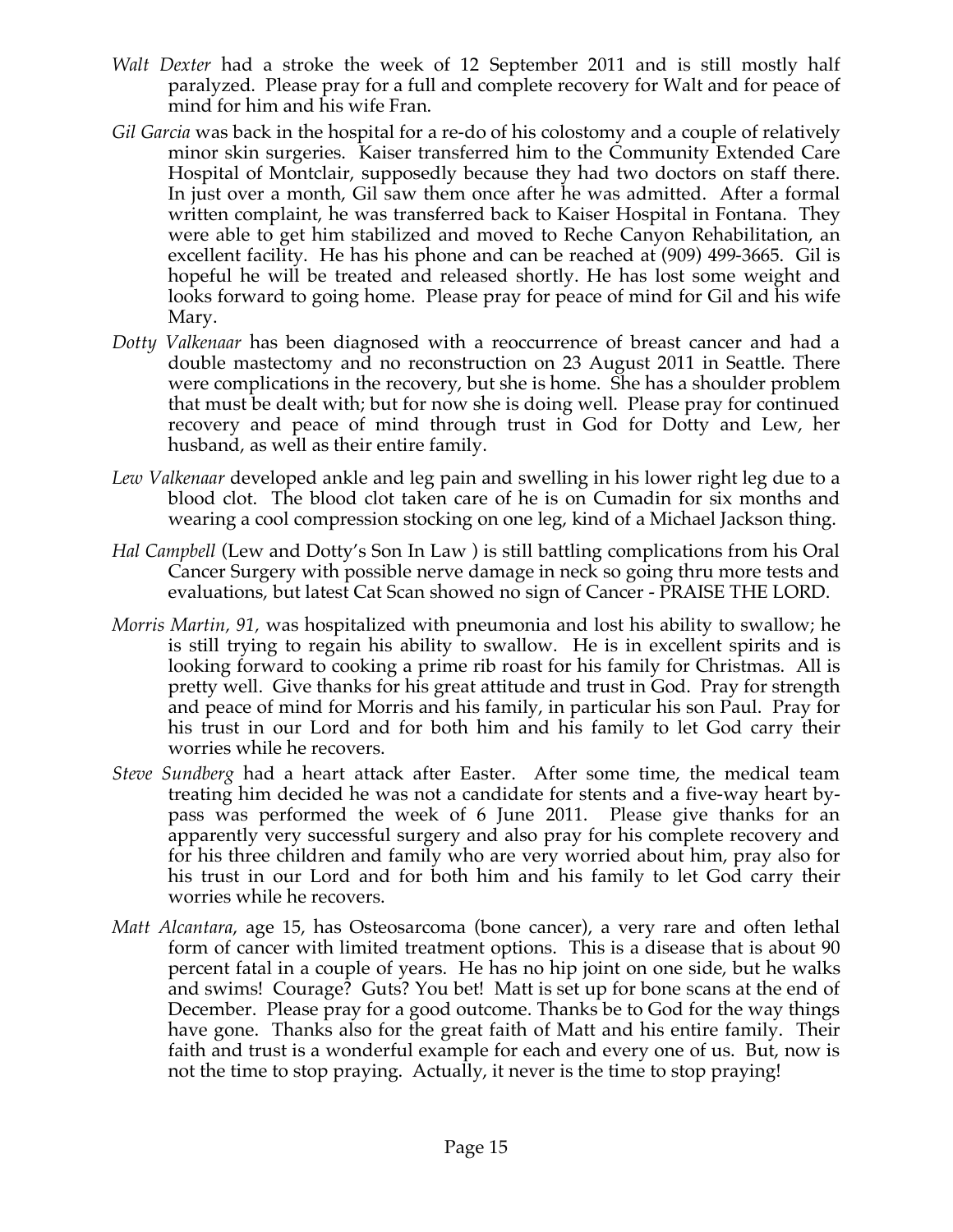- *Walt Dexter* had a stroke the week of 12 September 2011 and is still mostly half paralyzed. Please pray for a full and complete recovery for Walt and for peace of mind for him and his wife Fran.
- *Gil Garcia* was back in the hospital for a re-do of his colostomy and a couple of relatively minor skin surgeries. Kaiser transferred him to the Community Extended Care Hospital of Montclair, supposedly because they had two doctors on staff there. In just over a month, Gil saw them once after he was admitted. After a formal written complaint, he was transferred back to Kaiser Hospital in Fontana. They were able to get him stabilized and moved to Reche Canyon Rehabilitation, an excellent facility. He has his phone and can be reached at (909) 499-3665. Gil is hopeful he will be treated and released shortly. He has lost some weight and looks forward to going home. Please pray for peace of mind for Gil and his wife Mary.
- *Dotty Valkenaar* has been diagnosed with a reoccurrence of breast cancer and had a double mastectomy and no reconstruction on 23 August 2011 in Seattle. There were complications in the recovery, but she is home. She has a shoulder problem that must be dealt with; but for now she is doing well. Please pray for continued recovery and peace of mind through trust in God for Dotty and Lew, her husband, as well as their entire family.
- *Lew Valkenaar* developed ankle and leg pain and swelling in his lower right leg due to a blood clot. The blood clot taken care of he is on Cumadin for six months and wearing a cool compression stocking on one leg, kind of a Michael Jackson thing.
- *Hal Campbell* (Lew and Dotty's Son In Law ) is still battling complications from his Oral Cancer Surgery with possible nerve damage in neck so going thru more tests and evaluations, but latest Cat Scan showed no sign of Cancer - PRAISE THE LORD.
- *Morris Martin, 91,* was hospitalized with pneumonia and lost his ability to swallow; he is still trying to regain his ability to swallow. He is in excellent spirits and is looking forward to cooking a prime rib roast for his family for Christmas. All is pretty well. Give thanks for his great attitude and trust in God. Pray for strength and peace of mind for Morris and his family, in particular his son Paul. Pray for his trust in our Lord and for both him and his family to let God carry their worries while he recovers.
- *Steve Sundberg* had a heart attack after Easter. After some time, the medical team treating him decided he was not a candidate for stents and a five-way heart by-pass was performed the week of 6 June 2011. Please give thanks for an apparently very successful surgery and also pray for his complete recovery and for his three children and family who are very worried about him, pray also for his trust in our Lord and for both him and his family to let God carry their worries while he recovers.
- *Matt Alcantara*, age 15, has Osteosarcoma (bone cancer), a very rare and often lethal form of cancer with limited treatment options. This is a disease that is about 90 percent fatal in a couple of years. He has no hip joint on one side, but he walks and swims! Courage? Guts? You bet! Matt is set up for bone scans at the end of December. Please pray for a good outcome. Thanks be to God for the way things have gone. Thanks also for the great faith of Matt and his entire family. Their faith and trust is a wonderful example for each and every one of us. But, now is not the time to stop praying. Actually, it never is the time to stop praying!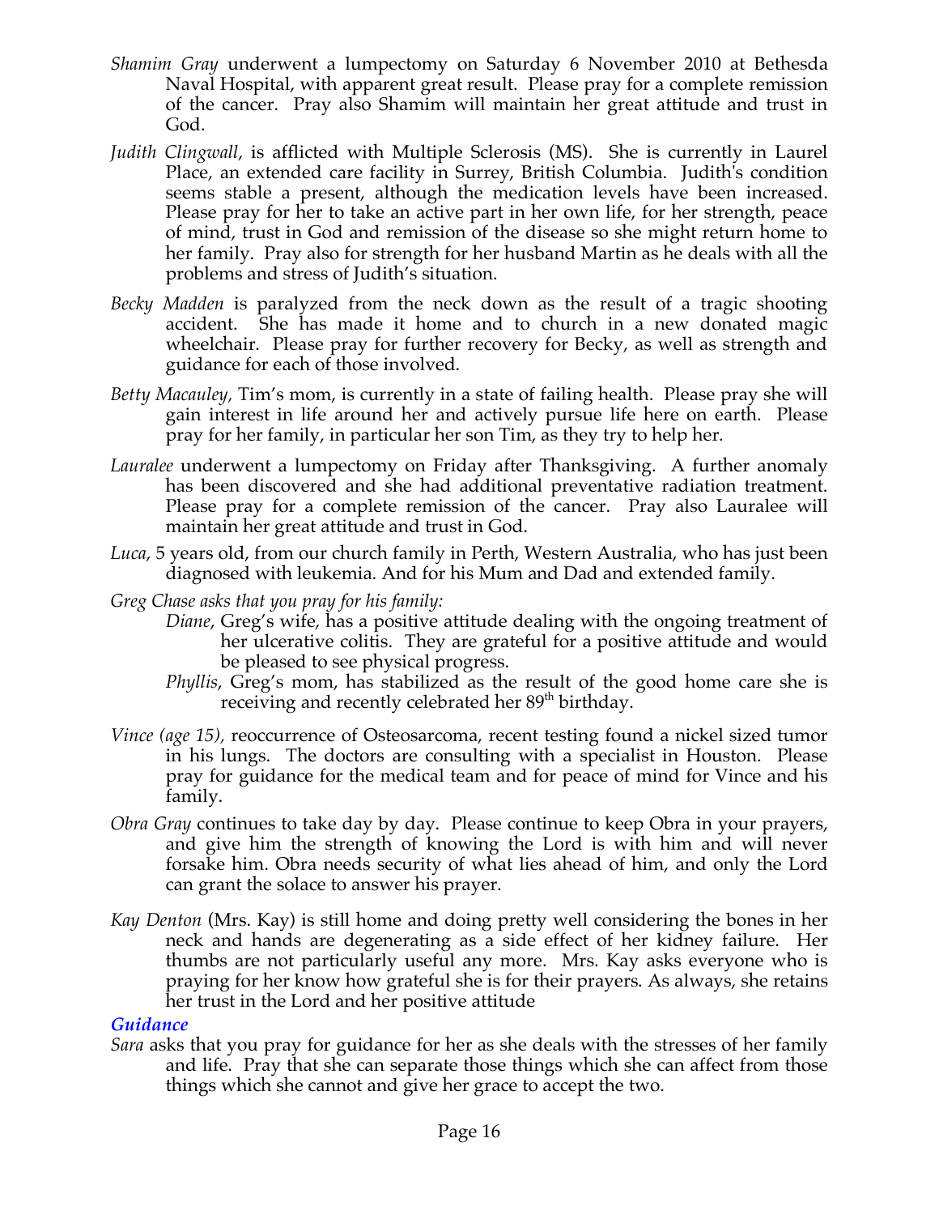*Shamim Gray* underwent a lumpectomy on Saturday 6 November 2010 at Bethesda Naval Hospital, with apparent great result. Please pray for a complete remission of the cancer. Pray also Shamim will maintain her great attitude and trust in God.

*Judith Clingwall*, is afflicted with Multiple Sclerosis (MS). She is currently in Laurel Place, an extended care facility in Surrey, British Columbia. Judith's condition seems stable a present, although the medication levels have been increased. Please pray for her to take an active part in her own life, for her strength, peace of mind, trust in God and remission of the disease so she might return home to her family. Pray also for strength for her husband Martin as he deals with all the problems and stress of Judith's situation.

*Becky Madden* is paralyzed from the neck down as the result of a tragic shooting accident. She has made it home and to church in a new donated magic wheelchair. Please pray for further recovery for Becky, as well as strength and guidance for each of those involved.

*Betty Macauley*, Tim's mom, is currently in a state of failing health. Please pray she will gain interest in life around her and actively pursue life here on earth. Please pray for her family, in particular her son Tim, as they try to help her.

*Lauralee* underwent a lumpectomy on Friday after Thanksgiving. A further anomaly has been discovered and she had additional preventative radiation treatment. Please pray for a complete remission of the cancer. Pray also Lauralee will maintain her great attitude and trust in God.

*Luca*, 5 years old, from our church family in Perth, Western Australia, who has just been diagnosed with leukemia. And for his Mum and Dad and extended family.

*Greg Chase asks that you pray for his family:*

- *Diane*, Greg's wife, has a positive attitude dealing with the ongoing treatment of her ulcerative colitis. They are grateful for a positive attitude and would be pleased to see physical progress.
- *Phyllis*, Greg's mom, has stabilized as the result of the good home care she is receiving and recently celebrated her 89th birthday.

*Vince (age 15),* reoccurrence of Osteosarcoma, recent testing found a nickel sized tumor in his lungs. The doctors are consulting with a specialist in Houston. Please pray for guidance for the medical team and for peace of mind for Vince and his family.

*Obra Gray* continues to take day by day. Please continue to keep Obra in your prayers, and give him the strength of knowing the Lord is with him and will never forsake him. Obra needs security of what lies ahead of him, and only the Lord can grant the solace to answer his prayer.

*Kay Denton* (Mrs. Kay) is still home and doing pretty well considering the bones in her neck and hands are degenerating as a side effect of her kidney failure. Her thumbs are not particularly useful any more. Mrs. Kay asks everyone who is praying for her know how grateful she is for their prayers. As always, she retains her trust in the Lord and her positive attitude

### *Guidance*

*Sara* asks that you pray for guidance for her as she deals with the stresses of her family and life. Pray that she can separate those things which she can affect from those things which she cannot and give her grace to accept the two.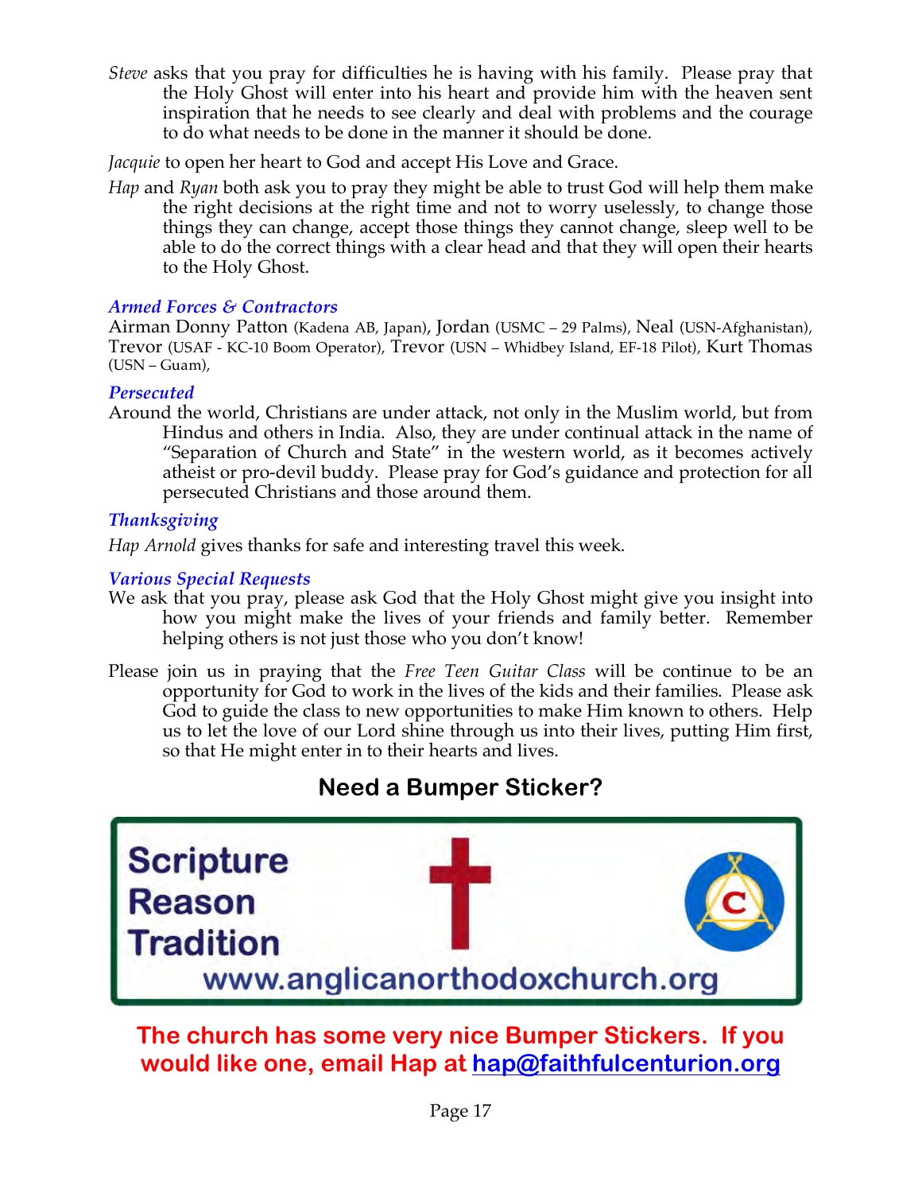*Steve* asks that you pray for difficulties he is having with his family. Please pray that the Holy Ghost will enter into his heart and provide him with the heaven sent inspiration that he needs to see clearly and deal with problems and the courage to do what needs to be done in the manner it should be done.

*Jacquie* to open her heart to God and accept His Love and Grace.

*Hap* and *Ryan* both ask you to pray they might be able to trust God will help them make the right decisions at the right time and not to worry uselessly, to change those things they can change, accept those things they cannot change, sleep well to be able to do the correct things with a clear head and that they will open their hearts to the Holy Ghost.

### *Armed Forces & Contractors*

Airman Donny Patton (Kadena AB, Japan), Jordan (USMC – 29 Palms), Neal (USN-Afghanistan), Trevor (USAF - KC-10 Boom Operator), Trevor (USN – Whidbey Island, EF-18 Pilot), Kurt Thomas (USN – Guam),

### *Persecuted*

Around the world, Christians are under attack, not only in the Muslim world, but from Hindus and others in India. Also, they are under continual attack in the name of "Separation of Church and State" in the western world, as it becomes actively atheist or pro-devil buddy. Please pray for God's guidance and protection for all persecuted Christians and those around them.

### *Thanksgiving*

*Hap Arnold* gives thanks for safe and interesting travel this week.

### *Various Special Requests*

We ask that you pray, please ask God that the Holy Ghost might give you insight into how you might make the lives of your friends and family better. Remember helping others is not just those who you don't know!

Please join us in praying that the *Free Teen Guitar Class* will be continue to be an opportunity for God to work in the lives of the kids and their families. Please ask God to guide the class to new opportunities to make Him known to others. Help us to let the love of our Lord shine through us into their lives, putting Him first, so that He might enter in to their hearts and lives.

## Need a Bumper Sticker?

**Scripture**
**Reason**
**Tradition**
www.anglicanorthodoxchurch.org

**The church has some very nice Bumper Stickers. If you would like one, email Hap at hap@faithfulcenturion.org**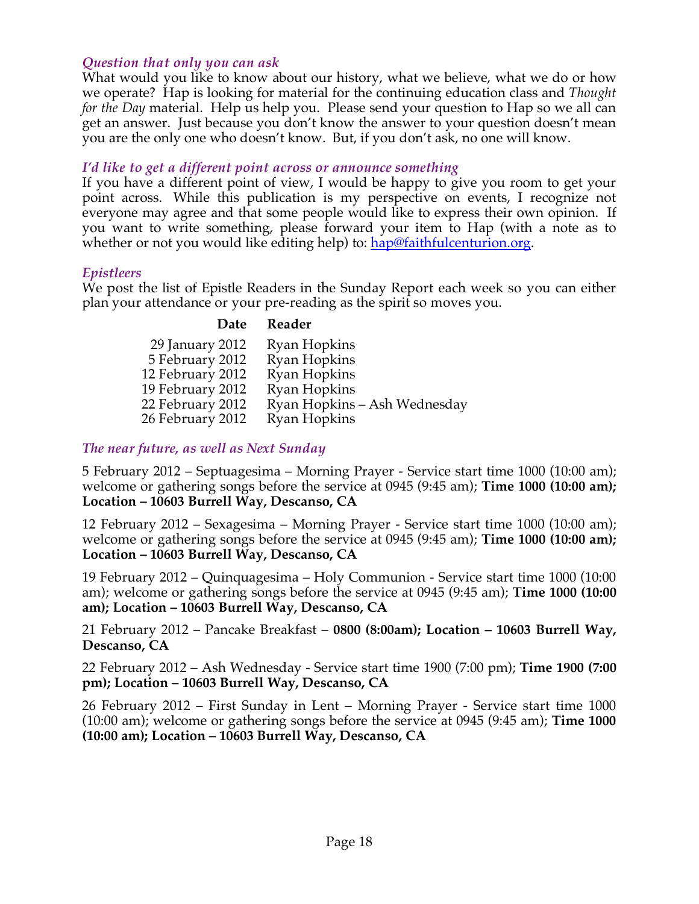### *Question that only you can ask*

What would you like to know about our history, what we believe, what we do or how we operate? Hap is looking for material for the continuing education class and *Thought for the Day* material. Help us help you. Please send your question to Hap so we all can get an answer. Just because you don't know the answer to your question doesn't mean you are the only one who doesn't know. But, if you don't ask, no one will know.

### *I'd like to get a different point across or announce something*

If you have a different point of view, I would be happy to give you room to get your point across. While this publication is my perspective on events, I recognize not everyone may agree and that some people would like to express their own opinion. If you want to write something, please forward your item to Hap (with a note as to whether or not you would like editing help) to: hap@faithfulcenturion.org.

### *Epistleers*

We post the list of Epistle Readers in the Sunday Report each week so you can either plan your attendance or your pre-reading as the spirit so moves you.

| Date | Reader |
|---|---|
| 29 January 2012 | Ryan Hopkins |
| 5 February 2012 | Ryan Hopkins |
| 12 February 2012 | Ryan Hopkins |
| 19 February 2012 | Ryan Hopkins |
| 22 February 2012 | Ryan Hopkins – Ash Wednesday |
| 26 February 2012 | Ryan Hopkins |

### *The near future, as well as Next Sunday*

5 February 2012 – Septuagesima – Morning Prayer - Service start time 1000 (10:00 am); welcome or gathering songs before the service at 0945 (9:45 am); **Time 1000 (10:00 am); Location – 10603 Burrell Way, Descanso, CA**

12 February 2012 – Sexagesima – Morning Prayer - Service start time 1000 (10:00 am); welcome or gathering songs before the service at 0945 (9:45 am); **Time 1000 (10:00 am); Location – 10603 Burrell Way, Descanso, CA**

19 February 2012 – Quinquagesima – Holy Communion - Service start time 1000 (10:00 am); welcome or gathering songs before the service at 0945 (9:45 am); **Time 1000 (10:00 am); Location – 10603 Burrell Way, Descanso, CA**

21 February 2012 – Pancake Breakfast – **0800 (8:00am); Location – 10603 Burrell Way, Descanso, CA**

22 February 2012 – Ash Wednesday - Service start time 1900 (7:00 pm); **Time 1900 (7:00 pm); Location – 10603 Burrell Way, Descanso, CA**

26 February 2012 – First Sunday in Lent – Morning Prayer - Service start time 1000 (10:00 am); welcome or gathering songs before the service at 0945 (9:45 am); **Time 1000 (10:00 am); Location – 10603 Burrell Way, Descanso, CA**